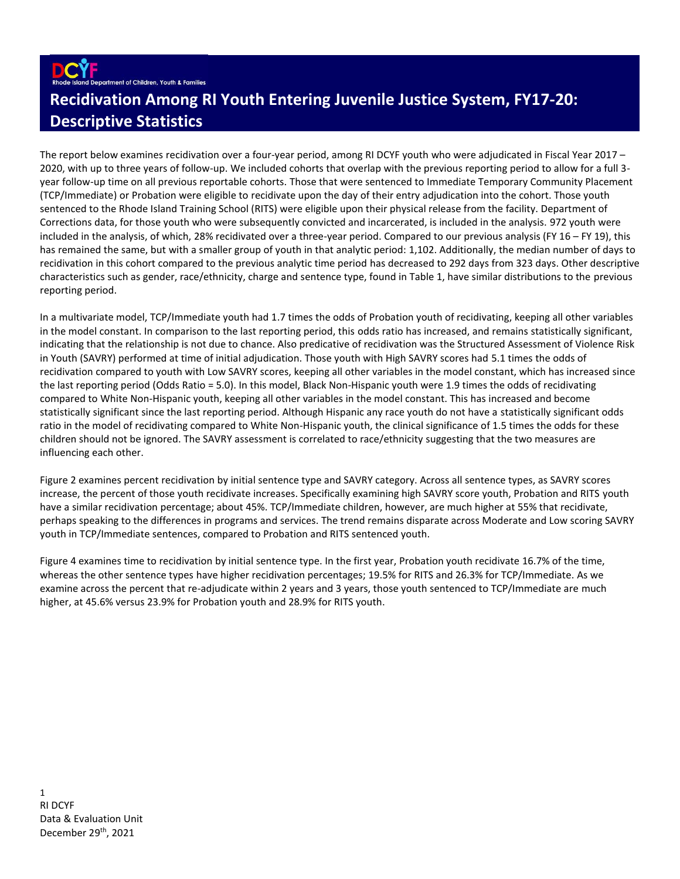# Recidivation Among RI Youth Entering Juvenile Justice System, FY17-20: Descriptive Statistics

The report below examines recidivation over a four-year period, among RI DCYF youth who were adjudicated in Fiscal Year 2017 – 2020, with up to three years of follow-up. We included cohorts that overlap with the previous reporting period to allow for a full 3-year follow-up time on all previous reportable cohorts. Those that were sentenced to Immediate Temporary Community Placement (TCP/Immediate) or Probation were eligible to recidivate upon the day of their entry adjudication into the cohort. Those youth sentenced to the Rhode Island Training School (RITS) were eligible upon their physical release from the facility. Department of Corrections data, for those youth who were subsequently convicted and incarcerated, is included in the analysis. 972 youth were included in the analysis, of which, 28% recidivated over a three-year period. Compared to our previous analysis (FY 16 – FY 19), this has remained the same, but with a smaller group of youth in that analytic period: 1,102. Additionally, the median number of days to recidivation in this cohort compared to the previous analytic time period has decreased to 292 days from 323 days. Other descriptive characteristics such as gender, race/ethnicity, charge and sentence type, found in Table 1, have similar distributions to the previous reporting period.

In a multivariate model, TCP/Immediate youth had 1.7 times the odds of Probation youth of recidivating, keeping all other variables in the model constant. In comparison to the last reporting period, this odds ratio has increased, and remains statistically significant, indicating that the relationship is not due to chance. Also predicative of recidivation was the Structured Assessment of Violence Risk in Youth (SAVRY) performed at time of initial adjudication. Those youth with High SAVRY scores had 5.1 times the odds of recidivation compared to youth with Low SAVRY scores, keeping all other variables in the model constant, which has increased since the last reporting period (Odds Ratio = 5.0). In this model, Black Non-Hispanic youth were 1.9 times the odds of recidivating compared to White Non-Hispanic youth, keeping all other variables in the model constant. This has increased and become statistically significant since the last reporting period. Although Hispanic any race youth do not have a statistically significant odds ratio in the model of recidivating compared to White Non-Hispanic youth, the clinical significance of 1.5 times the odds for these children should not be ignored. The SAVRY assessment is correlated to race/ethnicity suggesting that the two measures are influencing each other.

Figure 2 examines percent recidivation by initial sentence type and SAVRY category. Across all sentence types, as SAVRY scores increase, the percent of those youth recidivate increases. Specifically examining high SAVRY score youth, Probation and RITS youth have a similar recidivation percentage; about 45%. TCP/Immediate children, however, are much higher at 55% that recidivate, perhaps speaking to the differences in programs and services. The trend remains disparate across Moderate and Low scoring SAVRY youth in TCP/Immediate sentences, compared to Probation and RITS sentenced youth.

Figure 4 examines time to recidivation by initial sentence type. In the first year, Probation youth recidivate 16.7% of the time, whereas the other sentence types have higher recidivation percentages; 19.5% for RITS and 26.3% for TCP/Immediate. As we examine across the percent that re-adjudicate within 2 years and 3 years, those youth sentenced to TCP/Immediate are much higher, at 45.6% versus 23.9% for Probation youth and 28.9% for RITS youth.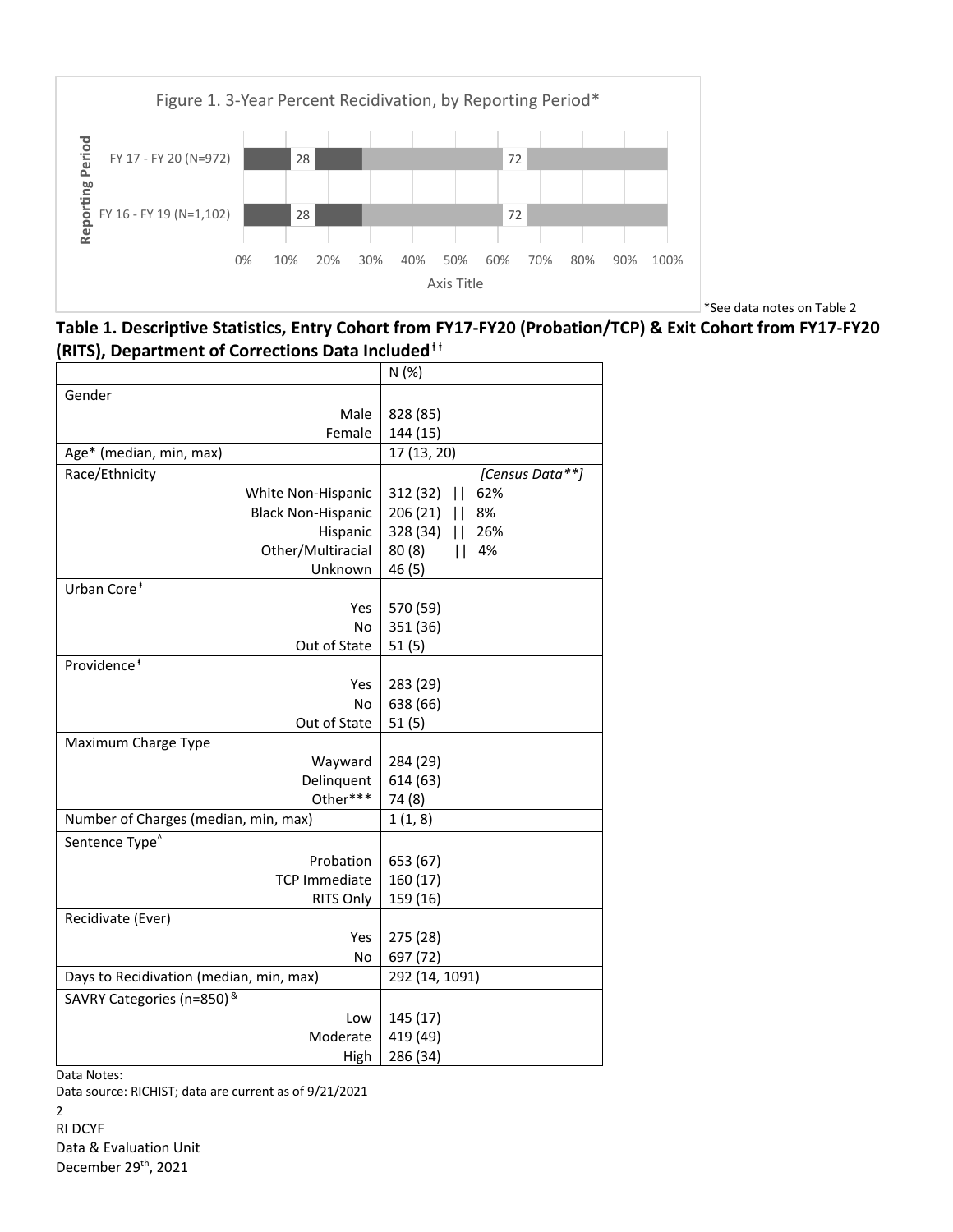Figure 1. 3-Year Percent Recidivation, by Reporting Period*

| Reporting Period | Recidivate | No Recidivism |
|---|---|---|
| FY 17 - FY 20 (N=972) | 28 | 72 |
| FY 16 - FY 19 (N=1,102) | 28 | 72 |

*See data notes on Table 2

**Table 1. Descriptive Statistics, Entry Cohort from FY17-FY20 (Probation/TCP) & Exit Cohort from FY17-FY20 (RITS), Department of Corrections Data Included^ǂ ǂ^**

| | N (%) |
|---|---|
| Gender | |
| Male | 828 (85) |
| Female | 144 (15) |
| Age* (median, min, max) | 17 (13, 20) |
| Race/Ethnicity | *[Census Data**]* |
| White Non-Hispanic | 312 (32) \|\| 62% |
| Black Non-Hispanic | 206 (21) \|\| 8% |
| Hispanic | 328 (34) \|\| 26% |
| Other/Multiracial | 80 (8) \|\| 4% |
| Unknown | 46 (5) |
| Urban Core^ǂ^ | |
| Yes | 570 (59) |
| No | 351 (36) |
| Out of State | 51 (5) |
| Providence^ǂ^ | |
| Yes | 283 (29) |
| No | 638 (66) |
| Out of State | 51 (5) |
| Maximum Charge Type | |
| Wayward | 284 (29) |
| Delinquent | 614 (63) |
| Other*** | 74 (8) |
| Number of Charges (median, min, max) | 1 (1, 8) |
| Sentence Type^ | |
| Probation | 653 (67) |
| TCP Immediate | 160 (17) |
| RITS Only | 159 (16) |
| Recidivate (Ever) | |
| Yes | 275 (28) |
| No | 697 (72) |
| Days to Recidivation (median, min, max) | 292 (14, 1091) |
| SAVRY Categories (n=850)[&] | |
| Low | 145 (17) |
| Moderate | 419 (49) |
| High | 286 (34) |

Data Notes:

Data source: RICHIST; data are current as of 9/21/2021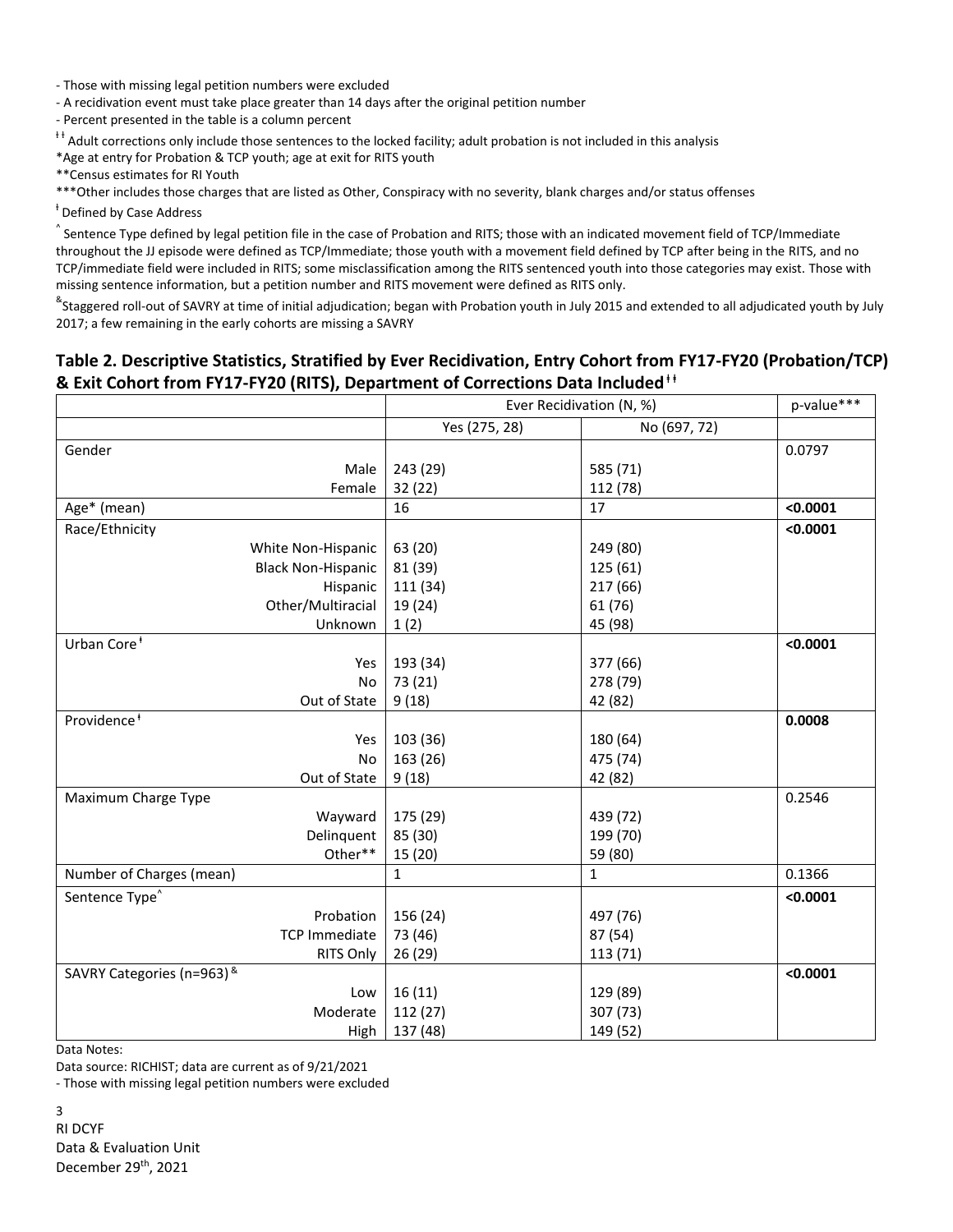- Those with missing legal petition numbers were excluded
- A recidivation event must take place greater than 14 days after the original petition number
- Percent presented in the table is a column percent

ǂǂ Adult corrections only include those sentences to the locked facility; adult probation is not included in this analysis

*Age at entry for Probation & TCP youth; age at exit for RITS youth

**Census estimates for RI Youth

***Other includes those charges that are listed as Other, Conspiracy with no severity, blank charges and/or status offenses

ǂ Defined by Case Address

^ Sentence Type defined by legal petition file in the case of Probation and RITS; those with an indicated movement field of TCP/Immediate throughout the JJ episode were defined as TCP/Immediate; those youth with a movement field defined by TCP after being in the RITS, and no TCP/immediate field were included in RITS; some misclassification among the RITS sentenced youth into those categories may exist. Those with missing sentence information, but a petition number and RITS movement were defined as RITS only.

& Staggered roll-out of SAVRY at time of initial adjudication; began with Probation youth in July 2015 and extended to all adjudicated youth by July 2017; a few remaining in the early cohorts are missing a SAVRY

### Table 2. Descriptive Statistics, Stratified by Ever Recidivation, Entry Cohort from FY17-FY20 (Probation/TCP) & Exit Cohort from FY17-FY20 (RITS), Department of Corrections Data Includedǂǂ

| | Ever Recidivation (N, %) | | p-value*** |
|---|---|---|---|
| | Yes (275, 28) | No (697, 72) | |
| Gender | | | 0.0797 |
| Male | 243 (29) | 585 (71) | |
| Female | 32 (22) | 112 (78) | |
| Age* (mean) | 16 | 17 | **<0.0001** |
| Race/Ethnicity | | | **<0.0001** |
| White Non-Hispanic | 63 (20) | 249 (80) | |
| Black Non-Hispanic | 81 (39) | 125 (61) | |
| Hispanic | 111 (34) | 217 (66) | |
| Other/Multiracial | 19 (24) | 61 (76) | |
| Unknown | 1 (2) | 45 (98) | |
| Urban Coreǂ | | | **<0.0001** |
| Yes | 193 (34) | 377 (66) | |
| No | 73 (21) | 278 (79) | |
| Out of State | 9 (18) | 42 (82) | |
| Providenceǂ | | | **0.0008** |
| Yes | 103 (36) | 180 (64) | |
| No | 163 (26) | 475 (74) | |
| Out of State | 9 (18) | 42 (82) | |
| Maximum Charge Type | | | 0.2546 |
| Wayward | 175 (29) | 439 (72) | |
| Delinquent | 85 (30) | 199 (70) | |
| Other** | 15 (20) | 59 (80) | |
| Number of Charges (mean) | 1 | 1 | 0.1366 |
| Sentence Type^ | | | **<0.0001** |
| Probation | 156 (24) | 497 (76) | |
| TCP Immediate | 73 (46) | 87 (54) | |
| RITS Only | 26 (29) | 113 (71) | |
| SAVRY Categories (n=963)& | | | **<0.0001** |
| Low | 16 (11) | 129 (89) | |
| Moderate | 112 (27) | 307 (73) | |
| High | 137 (48) | 149 (52) | |

Data Notes:

Data source: RICHIST; data are current as of 9/21/2021

- Those with missing legal petition numbers were excluded

RI DCYF
Data & Evaluation Unit
December 29th, 2021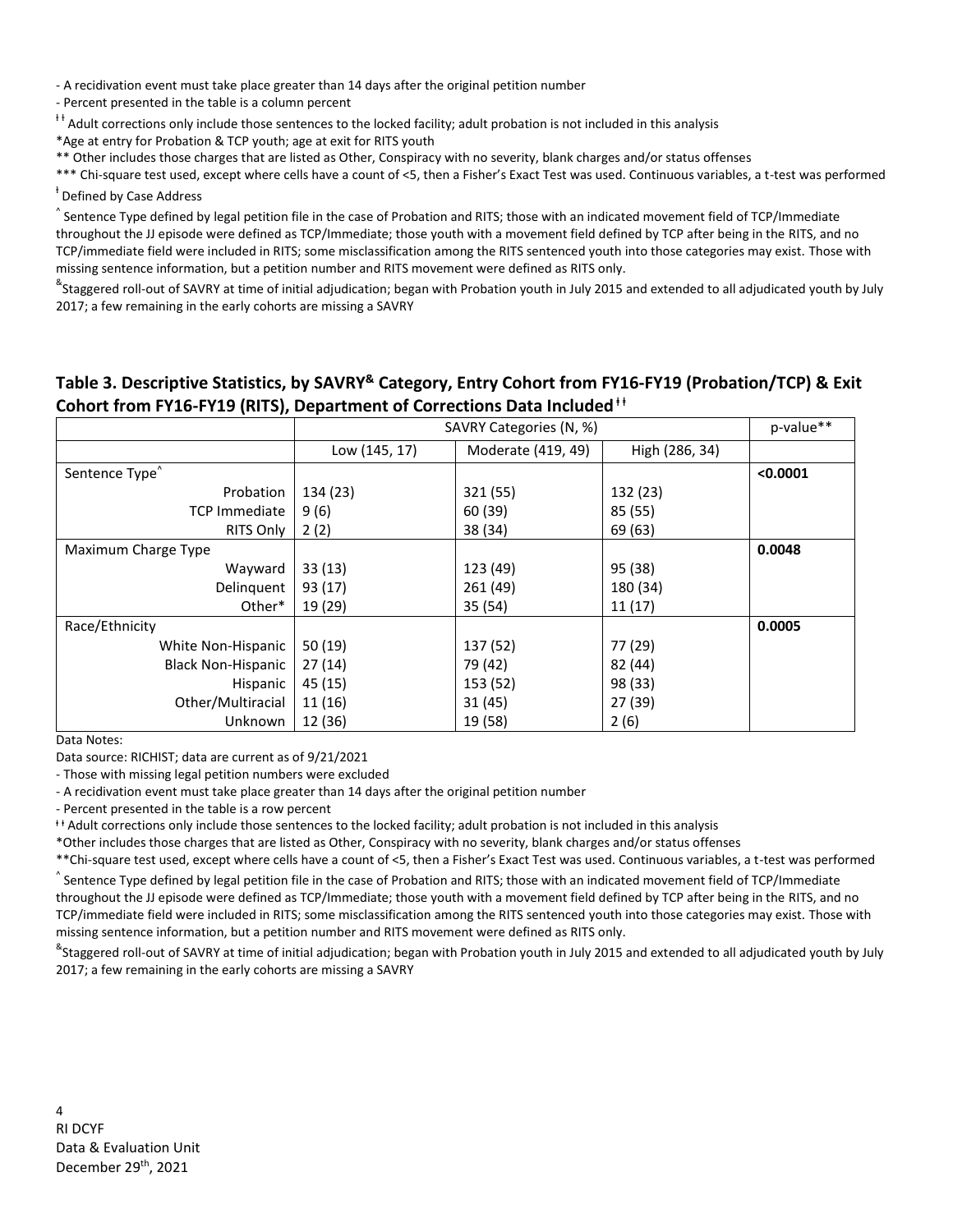- A recidivation event must take place greater than 14 days after the original petition number
- Percent presented in the table is a column percent

ǂǂ Adult corrections only include those sentences to the locked facility; adult probation is not included in this analysis

*Age at entry for Probation & TCP youth; age at exit for RITS youth

** Other includes those charges that are listed as Other, Conspiracy with no severity, blank charges and/or status offenses

*** Chi-square test used, except where cells have a count of <5, then a Fisher's Exact Test was used. Continuous variables, a t-test was performed

ǂ Defined by Case Address

^ Sentence Type defined by legal petition file in the case of Probation and RITS; those with an indicated movement field of TCP/Immediate throughout the JJ episode were defined as TCP/Immediate; those youth with a movement field defined by TCP after being in the RITS, and no TCP/immediate field were included in RITS; some misclassification among the RITS sentenced youth into those categories may exist. Those with missing sentence information, but a petition number and RITS movement were defined as RITS only.

& Staggered roll-out of SAVRY at time of initial adjudication; began with Probation youth in July 2015 and extended to all adjudicated youth by July 2017; a few remaining in the early cohorts are missing a SAVRY

## Table 3. Descriptive Statistics, by SAVRY& Category, Entry Cohort from FY16-FY19 (Probation/TCP) & Exit Cohort from FY16-FY19 (RITS), Department of Corrections Data Included ǂǂ

| | SAVRY Categories (N, %) | | | p-value** |
|---|---|---|---|---|
| | Low (145, 17) | Moderate (419, 49) | High (286, 34) | |
| Sentence Type^ | | | | **<0.0001** |
| Probation | 134 (23) | 321 (55) | 132 (23) | |
| TCP Immediate | 9 (6) | 60 (39) | 85 (55) | |
| RITS Only | 2 (2) | 38 (34) | 69 (63) | |
| Maximum Charge Type | | | | **0.0048** |
| Wayward | 33 (13) | 123 (49) | 95 (38) | |
| Delinquent | 93 (17) | 261 (49) | 180 (34) | |
| Other* | 19 (29) | 35 (54) | 11 (17) | |
| Race/Ethnicity | | | | **0.0005** |
| White Non-Hispanic | 50 (19) | 137 (52) | 77 (29) | |
| Black Non-Hispanic | 27 (14) | 79 (42) | 82 (44) | |
| Hispanic | 45 (15) | 153 (52) | 98 (33) | |
| Other/Multiracial | 11 (16) | 31 (45) | 27 (39) | |
| Unknown | 12 (36) | 19 (58) | 2 (6) | |

Data Notes:

Data source: RICHIST; data are current as of 9/21/2021

- Those with missing legal petition numbers were excluded
- A recidivation event must take place greater than 14 days after the original petition number
- Percent presented in the table is a row percent

ǂǂ Adult corrections only include those sentences to the locked facility; adult probation is not included in this analysis

*Other includes those charges that are listed as Other, Conspiracy with no severity, blank charges and/or status offenses

**Chi-square test used, except where cells have a count of <5, then a Fisher's Exact Test was used. Continuous variables, a t-test was performed

^ Sentence Type defined by legal petition file in the case of Probation and RITS; those with an indicated movement field of TCP/Immediate throughout the JJ episode were defined as TCP/Immediate; those youth with a movement field defined by TCP after being in the RITS, and no TCP/immediate field were included in RITS; some misclassification among the RITS sentenced youth into those categories may exist. Those with missing sentence information, but a petition number and RITS movement were defined as RITS only.

& Staggered roll-out of SAVRY at time of initial adjudication; began with Probation youth in July 2015 and extended to all adjudicated youth by July 2017; a few remaining in the early cohorts are missing a SAVRY

RI DCYF
Data & Evaluation Unit
December 29th, 2021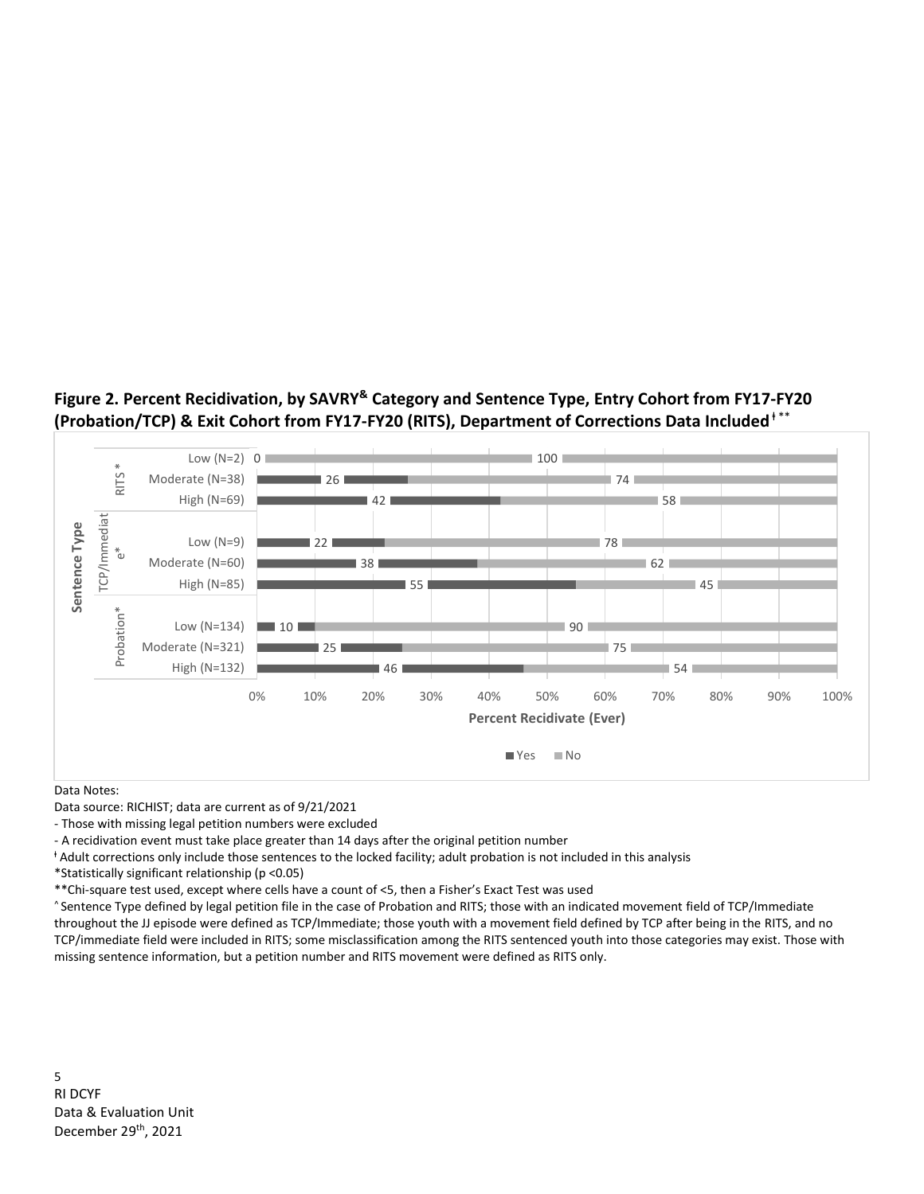**Figure 2. Percent Recidivation, by SAVRY[&] Category and Sentence Type, Entry Cohort from FY17-FY20 (Probation/TCP) & Exit Cohort from FY17-FY20 (RITS), Department of Corrections Data Included[ǂ] ****

| Sentence Type | SAVRY Category | Yes (%) | No (%) |
|---|---|---|---|
| RITS* | Low (N=2) | 0 | 100 |
| | Moderate (N=38) | 26 | 74 |
| | High (N=69) | 42 | 58 |
| TCP/Immediate* | Low (N=9) | 22 | 78 |
| | Moderate (N=60) | 38 | 62 |
| | High (N=85) | 55 | 45 |
| Probation* | Low (N=134) | 10 | 90 |
| | Moderate (N=321) | 25 | 75 |
| | High (N=132) | 46 | 54 |

Percent Recidivate (Ever)

Data Notes:

Data source: RICHIST; data are current as of 9/21/2021

- Those with missing legal petition numbers were excluded
- A recidivation event must take place greater than 14 days after the original petition number

ǂ Adult corrections only include those sentences to the locked facility; adult probation is not included in this analysis

*Statistically significant relationship ($p < 0.05$)

**Chi-square test used, except where cells have a count of <5, then a Fisher's Exact Test was used

^ Sentence Type defined by legal petition file in the case of Probation and RITS; those with an indicated movement field of TCP/Immediate throughout the JJ episode were defined as TCP/Immediate; those youth with a movement field defined by TCP after being in the RITS, and no TCP/immediate field were included in RITS; some misclassification among the RITS sentenced youth into those categories may exist. Those with missing sentence information, but a petition number and RITS movement were defined as RITS only.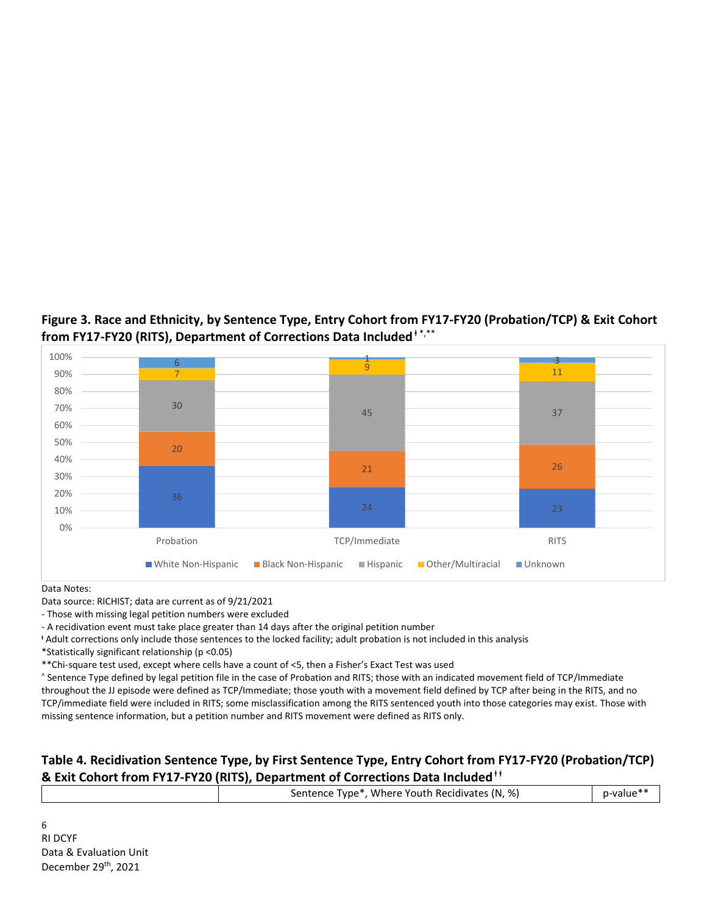## Figure 3. Race and Ethnicity, by Sentence Type, Entry Cohort from FY17-FY20 (Probation/TCP) & Exit Cohort from FY17-FY20 (RITS), Department of Corrections Data Included ǂ *,**

| | Probation | TCP/Immediate | RITS |
|---|---|---|---|
| White Non-Hispanic | 36 | 24 | 23 |
| Black Non-Hispanic | 20 | 21 | 26 |
| Hispanic | 30 | 45 | 37 |
| Other/Multiracial | 7 | 9 | 11 |
| Unknown | 6 | 1 | 3 |

Data Notes:

Data source: RICHIST; data are current as of 9/21/2021

- Those with missing legal petition numbers were excluded
- A recidivation event must take place greater than 14 days after the original petition number

ǂ Adult corrections only include those sentences to the locked facility; adult probation is not included in this analysis

*Statistically significant relationship ($p < 0.05$)

**Chi-square test used, except where cells have a count of <5, then a Fisher's Exact Test was used

^ Sentence Type defined by legal petition file in the case of Probation and RITS; those with an indicated movement field of TCP/Immediate throughout the JJ episode were defined as TCP/Immediate; those youth with a movement field defined by TCP after being in the RITS, and no TCP/immediate field were included in RITS; some misclassification among the RITS sentenced youth into those categories may exist. Those with missing sentence information, but a petition number and RITS movement were defined as RITS only.

## Table 4. Recidivation Sentence Type, by First Sentence Type, Entry Cohort from FY17-FY20 (Probation/TCP) & Exit Cohort from FY17-FY20 (RITS), Department of Corrections Data Included ǂǂ

| | Sentence Type*, Where Youth Recidivates (N, %) | p-value** |
|---|---|---|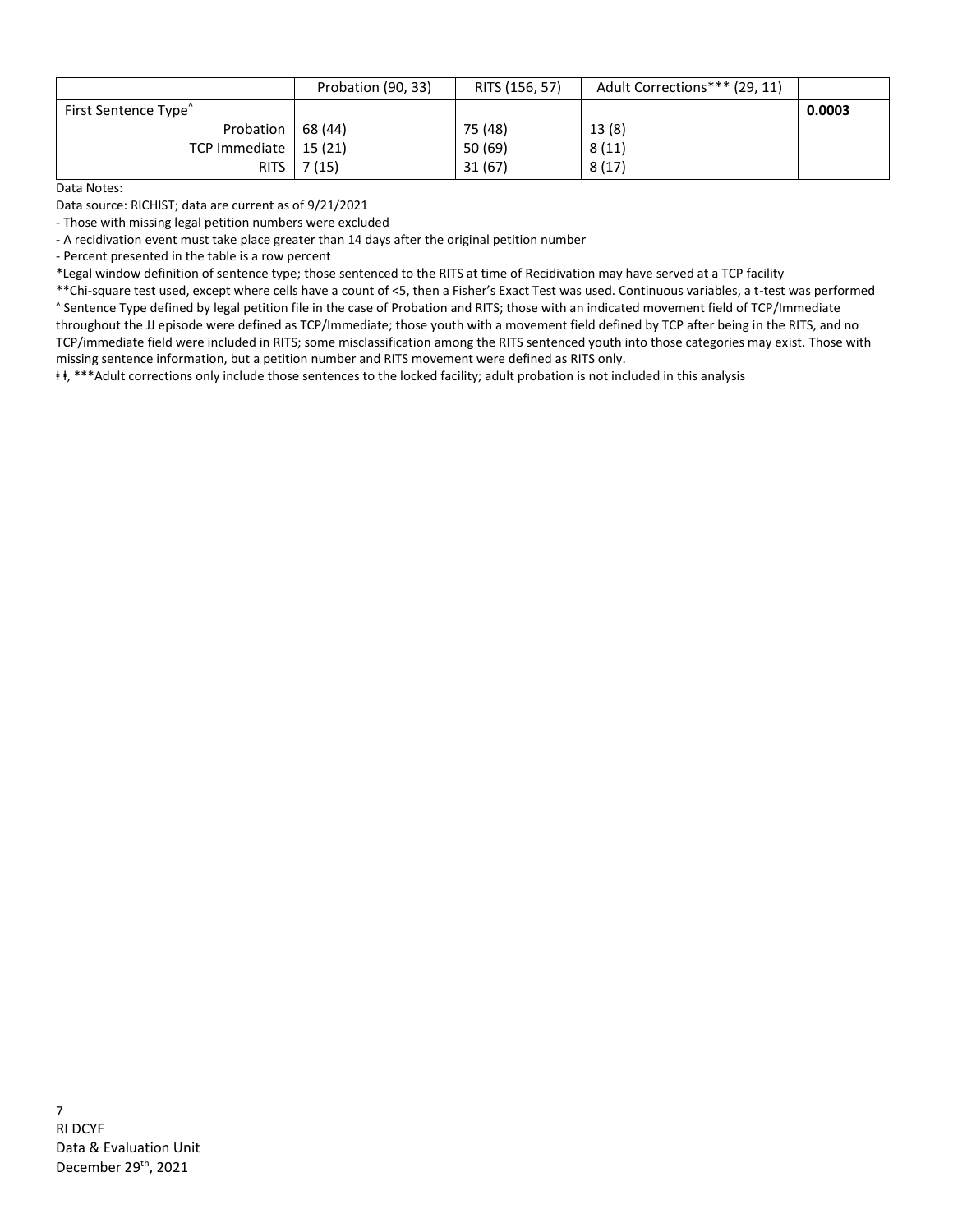| | Probation (90, 33) | RITS (156, 57) | Adult Corrections*** (29, 11) | |
|---|---|---|---|---|
| First Sentence Type^ | | | | **0.0003** |
| Probation | 68 (44) | 75 (48) | 13 (8) | |
| TCP Immediate | 15 (21) | 50 (69) | 8 (11) | |
| RITS | 7 (15) | 31 (67) | 8 (17) | |

Data Notes:

Data source: RICHIST; data are current as of 9/21/2021

- Those with missing legal petition numbers were excluded
- A recidivation event must take place greater than 14 days after the original petition number
- Percent presented in the table is a row percent

*Legal window definition of sentence type; those sentenced to the RITS at time of Recidivation may have served at a TCP facility

**Chi-square test used, except where cells have a count of <5, then a Fisher's Exact Test was used. Continuous variables, a t-test was performed

^ Sentence Type defined by legal petition file in the case of Probation and RITS; those with an indicated movement field of TCP/Immediate throughout the JJ episode were defined as TCP/Immediate; those youth with a movement field defined by TCP after being in the RITS, and no TCP/immediate field were included in RITS; some misclassification among the RITS sentenced youth into those categories may exist. Those with missing sentence information, but a petition number and RITS movement were defined as RITS only.

ɫɫ, ***Adult corrections only include those sentences to the locked facility; adult probation is not included in this analysis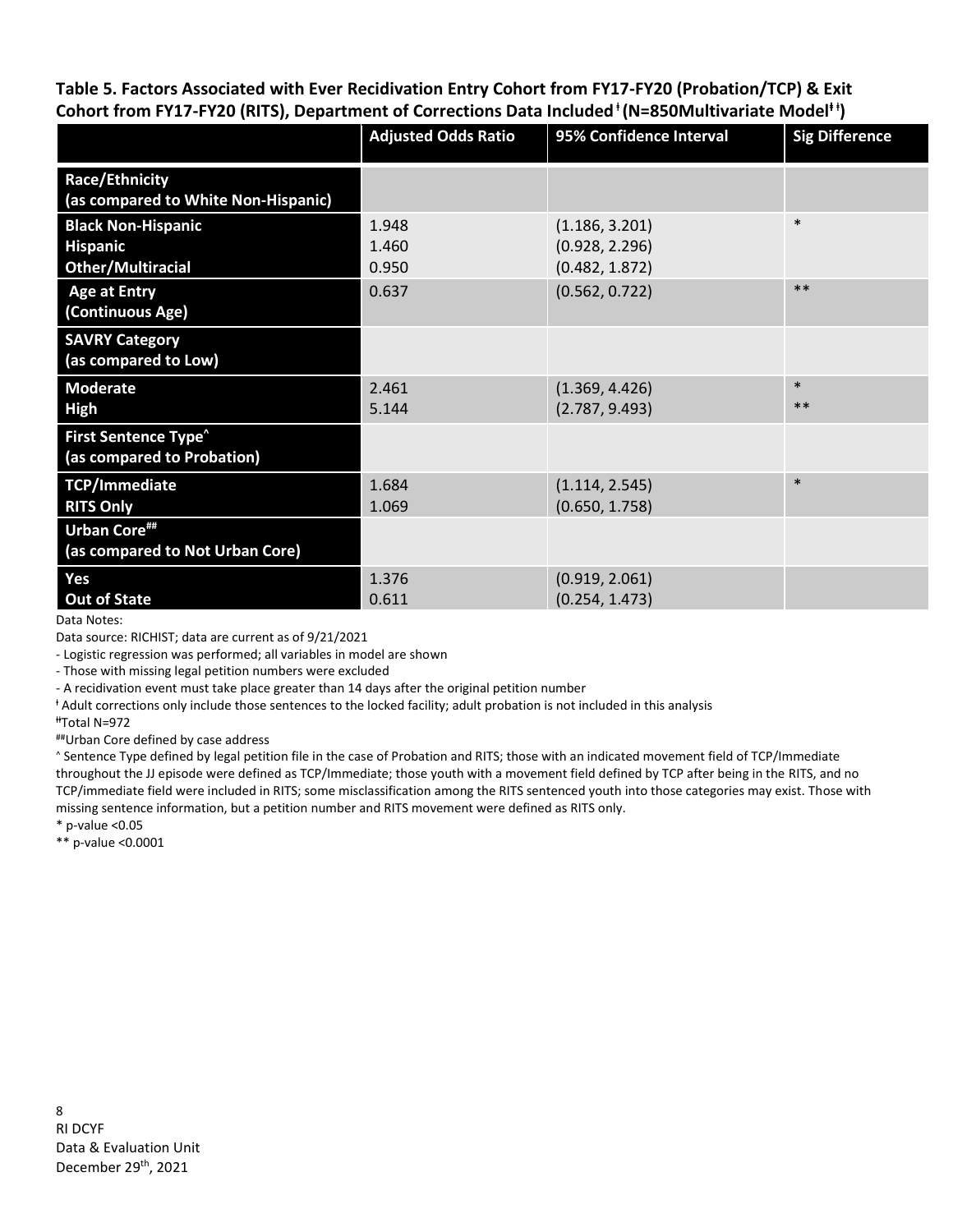**Table 5. Factors Associated with Ever Recidivation Entry Cohort from FY17-FY20 (Probation/TCP) & Exit Cohort from FY17-FY20 (RITS), Department of Corrections Data Included ǂ (N=850Multivariate Model ǂǂ)**

| | Adjusted Odds Ratio | 95% Confidence Interval | Sig Difference |
|---|---|---|---|
| **Race/Ethnicity (as compared to White Non-Hispanic)** | | | |
| **Black Non-Hispanic** | 1.948 | (1.186, 3.201) | * |
| **Hispanic** | 1.460 | (0.928, 2.296) | |
| **Other/Multiracial** | 0.950 | (0.482, 1.872) | |
| **Age at Entry (Continuous Age)** | 0.637 | (0.562, 0.722) | ** |
| **SAVRY Category (as compared to Low)** | | | |
| **Moderate** | 2.461 | (1.369, 4.426) | * |
| **High** | 5.144 | (2.787, 9.493) | ** |
| **First Sentence Type^ (as compared to Probation)** | | | |
| **TCP/Immediate** | 1.684 | (1.114, 2.545) | * |
| **RITS Only** | 1.069 | (0.650, 1.758) | |
| **Urban Core## (as compared to Not Urban Core)** | | | |
| **Yes** | 1.376 | (0.919, 2.061) | |
| **Out of State** | 0.611 | (0.254, 1.473) | |

Data Notes:

Data source: RICHIST; data are current as of 9/21/2021

- Logistic regression was performed; all variables in model are shown
- Those with missing legal petition numbers were excluded
- A recidivation event must take place greater than 14 days after the original petition number

ǂ Adult corrections only include those sentences to the locked facility; adult probation is not included in this analysis

ǂǂTotal N=972

##Urban Core defined by case address

^ Sentence Type defined by legal petition file in the case of Probation and RITS; those with an indicated movement field of TCP/Immediate throughout the JJ episode were defined as TCP/Immediate; those youth with a movement field defined by TCP after being in the RITS, and no TCP/immediate field were included in RITS; some misclassification among the RITS sentenced youth into those categories may exist. Those with missing sentence information, but a petition number and RITS movement were defined as RITS only.

* p-value <0.05

** p-value <0.0001

RI DCYF
Data & Evaluation Unit
December 29th, 2021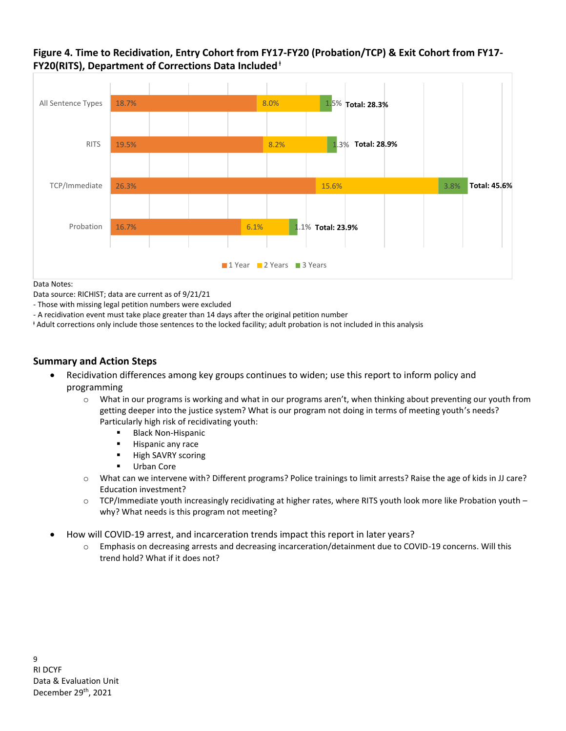**Figure 4. Time to Recidivation, Entry Cohort from FY17-FY20 (Probation/TCP) & Exit Cohort from FY17-FY20(RITS), Department of Corrections Data Included ǂ**

All Sentence Types: 18.7% 8.0% 1.5% Total: 28.3%

RITS: 19.5% 8.2% 1.3% Total: 28.9%

TCP/Immediate: 26.3% 15.6% 3.8% Total: 45.6%

Probation: 16.7% 6.1% 1.1% Total: 23.9%

1 Year, 2 Years, 3 Years

Data Notes:
Data source: RICHIST; data are current as of 9/21/21
- Those with missing legal petition numbers were excluded
- A recidivation event must take place greater than 14 days after the original petition number

ǂ Adult corrections only include those sentences to the locked facility; adult probation is not included in this analysis

## Summary and Action Steps

- Recidivation differences among key groups continues to widen; use this report to inform policy and programming
  - What in our programs is working and what in our programs aren't, when thinking about preventing our youth from getting deeper into the justice system? What is our program not doing in terms of meeting youth's needs? Particularly high risk of recidivating youth:
    - Black Non-Hispanic
    - Hispanic any race
    - High SAVRY scoring
    - Urban Core
  - What can we intervene with? Different programs? Police trainings to limit arrests? Raise the age of kids in JJ care? Education investment?
  - TCP/Immediate youth increasingly recidivating at higher rates, where RITS youth look more like Probation youth – why? What needs is this program not meeting?
- How will COVID-19 arrest, and incarceration trends impact this report in later years?
  - Emphasis on decreasing arrests and decreasing incarceration/detainment due to COVID-19 concerns. Will this trend hold? What if it does not?

RI DCYF
Data & Evaluation Unit
December 29th, 2021